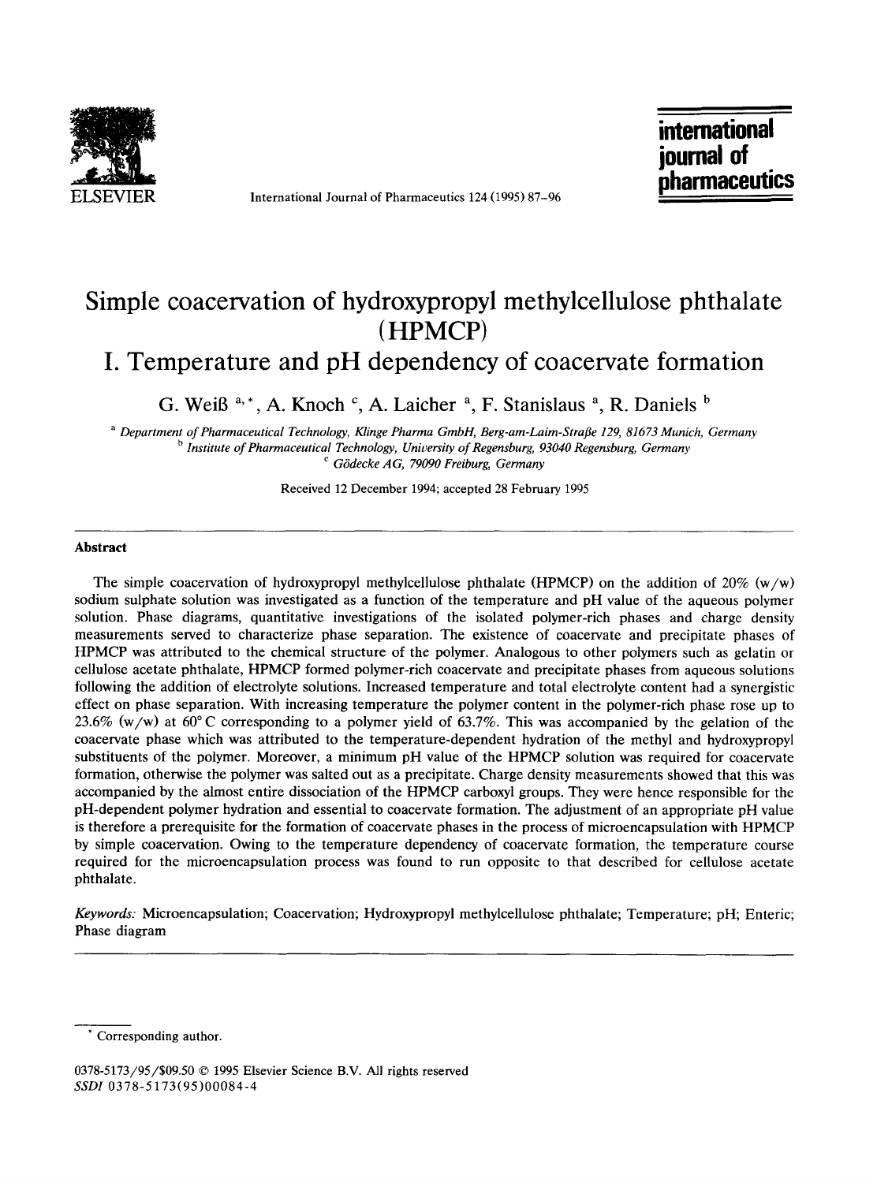# Simple coacervation of hydroxypropyl methylcellulose phthalate (HPMCP)

# I. Temperature and pH dependency of coacervate formation

G. Weiß [a,*], A. Knoch [c], A. Laicher [a], F. Stanislaus [a], R. Daniels [b]

[a] *Department of Pharmaceutical Technology, Klinge Pharma GmbH, Berg-am-Laim-Straße 129, 81673 Munich, Germany*
[b] *Institute of Pharmaceutical Technology, University of Regensburg, 93040 Regensburg, Germany*
[c] *Gödecke AG, 79090 Freiburg, Germany*

Received 12 December 1994; accepted 28 February 1995

## Abstract

The simple coacervation of hydroxypropyl methylcellulose phthalate (HPMCP) on the addition of 20% (w/w) sodium sulphate solution was investigated as a function of the temperature and pH value of the aqueous polymer solution. Phase diagrams, quantitative investigations of the isolated polymer-rich phases and charge density measurements served to characterize phase separation. The existence of coacervate and precipitate phases of HPMCP was attributed to the chemical structure of the polymer. Analogous to other polymers such as gelatin or cellulose acetate phthalate, HPMCP formed polymer-rich coacervate and precipitate phases from aqueous solutions following the addition of electrolyte solutions. Increased temperature and total electrolyte content had a synergistic effect on phase separation. With increasing temperature the polymer content in the polymer-rich phase rose up to 23.6% (w/w) at 60°C corresponding to a polymer yield of 63.7%. This was accompanied by the gelation of the coacervate phase which was attributed to the temperature-dependent hydration of the methyl and hydroxypropyl substituents of the polymer. Moreover, a minimum pH value of the HPMCP solution was required for coacervate formation, otherwise the polymer was salted out as a precipitate. Charge density measurements showed that this was accompanied by the almost entire dissociation of the HPMCP carboxyl groups. They were hence responsible for the pH-dependent polymer hydration and essential to coacervate formation. The adjustment of an appropriate pH value is therefore a prerequisite for the formation of coacervate phases in the process of microencapsulation with HPMCP by simple coacervation. Owing to the temperature dependency of coacervate formation, the temperature course required for the microencapsulation process was found to run opposite to that described for cellulose acetate phthalate.

*Keywords:* Microencapsulation; Coacervation; Hydroxypropyl methylcellulose phthalate; Temperature; pH; Enteric; Phase diagram

---

* Corresponding author.

0378-5173/95/$09.50 © 1995 Elsevier Science B.V. All rights reserved
*SSDI* 0378-5173(95)00084-4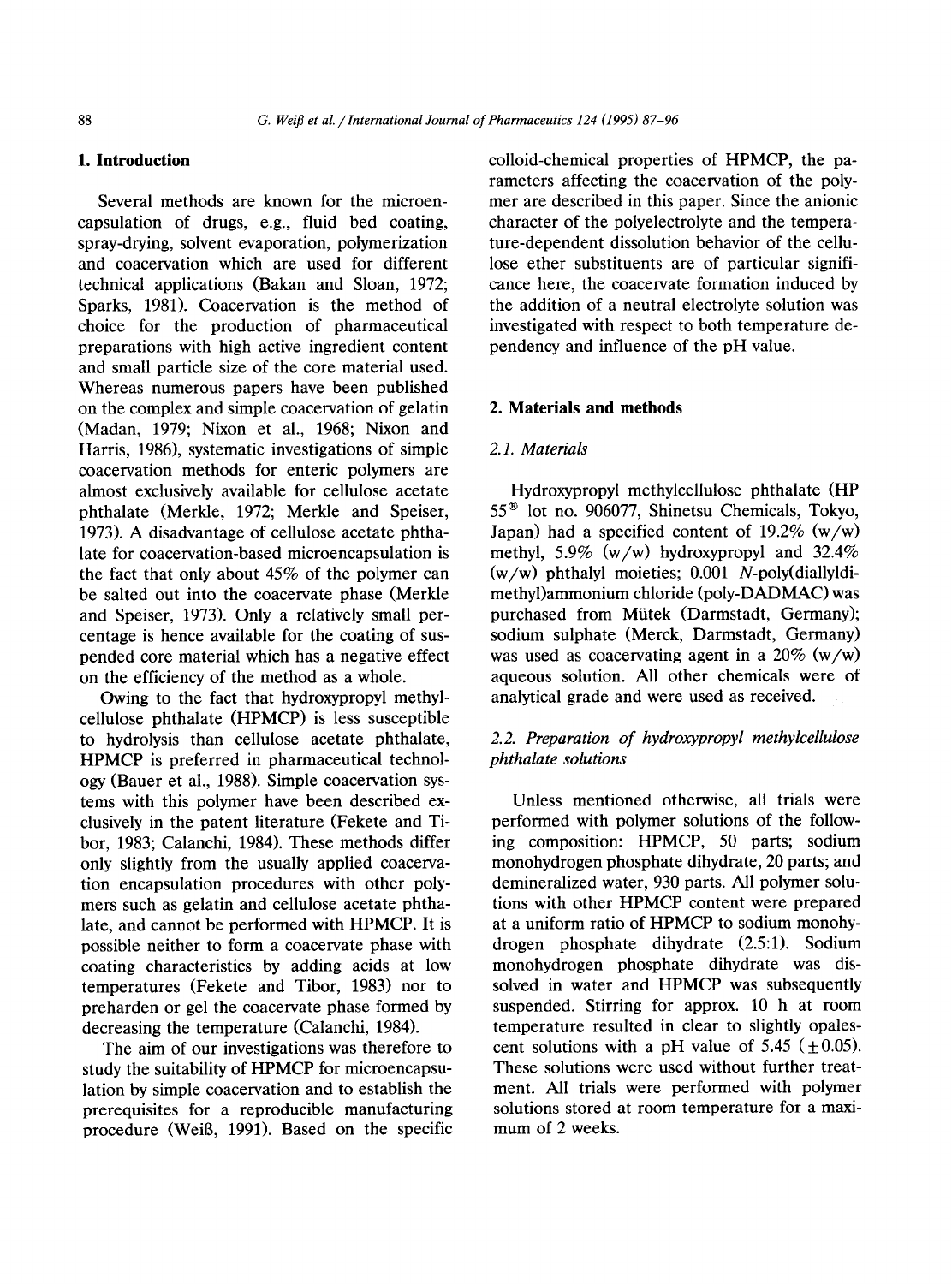## 1. Introduction

Several methods are known for the microencapsulation of drugs, e.g., fluid bed coating, spray-drying, solvent evaporation, polymerization and coacervation which are used for different technical applications (Bakan and Sloan, 1972; Sparks, 1981). Coacervation is the method of choice for the production of pharmaceutical preparations with high active ingredient content and small particle size of the core material used. Whereas numerous papers have been published on the complex and simple coacervation of gelatin (Madan, 1979; Nixon et al., 1968; Nixon and Harris, 1986), systematic investigations of simple coacervation methods for enteric polymers are almost exclusively available for cellulose acetate phthalate (Merkle, 1972; Merkle and Speiser, 1973). A disadvantage of cellulose acetate phthalate for coacervation-based microencapsulation is the fact that only about 45% of the polymer can be salted out into the coacervate phase (Merkle and Speiser, 1973). Only a relatively small percentage is hence available for the coating of suspended core material which has a negative effect on the efficiency of the method as a whole.

Owing to the fact that hydroxypropyl methylcellulose phthalate (HPMCP) is less susceptible to hydrolysis than cellulose acetate phthalate, HPMCP is preferred in pharmaceutical technology (Bauer et al., 1988). Simple coacervation systems with this polymer have been described exclusively in the patent literature (Fekete and Tibor, 1983; Calanchi, 1984). These methods differ only slightly from the usually applied coacervation encapsulation procedures with other polymers such as gelatin and cellulose acetate phthalate, and cannot be performed with HPMCP. It is possible neither to form a coacervate phase with coating characteristics by adding acids at low temperatures (Fekete and Tibor, 1983) nor to preharden or gel the coacervate phase formed by decreasing the temperature (Calanchi, 1984).

The aim of our investigations was therefore to study the suitability of HPMCP for microencapsulation by simple coacervation and to establish the prerequisites for a reproducible manufacturing procedure (Weiß, 1991). Based on the specific colloid-chemical properties of HPMCP, the parameters affecting the coacervation of the polymer are described in this paper. Since the anionic character of the polyelectrolyte and the temperature-dependent dissolution behavior of the cellulose ether substituents are of particular significance here, the coacervate formation induced by the addition of a neutral electrolyte solution was investigated with respect to both temperature dependency and influence of the pH value.

## 2. Materials and methods

### 2.1. Materials

Hydroxypropyl methylcellulose phthalate (HP 55® lot no. 906077, Shinetsu Chemicals, Tokyo, Japan) had a specified content of 19.2% (w/w) methyl, 5.9% (w/w) hydroxypropyl and 32.4% (w/w) phthalyl moieties; 0.001 *N*-poly(diallyldimethyl)ammonium chloride (poly-DADMAC) was purchased from Mütek (Darmstadt, Germany); sodium sulphate (Merck, Darmstadt, Germany) was used as coacervating agent in a 20% (w/w) aqueous solution. All other chemicals were of analytical grade and were used as received.

### 2.2. Preparation of hydroxypropyl methylcellulose phthalate solutions

Unless mentioned otherwise, all trials were performed with polymer solutions of the following composition: HPMCP, 50 parts; sodium monohydrogen phosphate dihydrate, 20 parts; and demineralized water, 930 parts. All polymer solutions with other HPMCP content were prepared at a uniform ratio of HPMCP to sodium monohydrogen phosphate dihydrate (2.5:1). Sodium monohydrogen phosphate dihydrate was dissolved in water and HPMCP was subsequently suspended. Stirring for approx. 10 h at room temperature resulted in clear to slightly opalescent solutions with a pH value of 5.45 (±0.05). These solutions were used without further treatment. All trials were performed with polymer solutions stored at room temperature for a maximum of 2 weeks.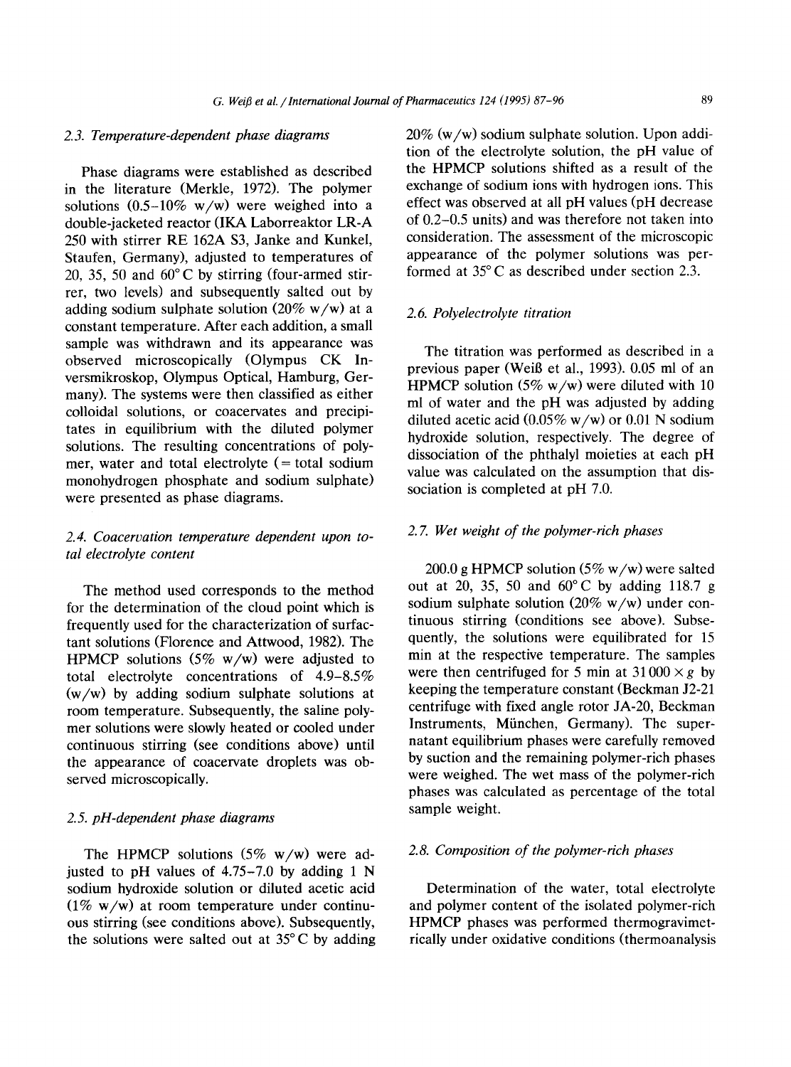### 2.3. Temperature-dependent phase diagrams

Phase diagrams were established as described in the literature (Merkle, 1972). The polymer solutions (0.5–10% w/w) were weighed into a double-jacketed reactor (IKA Laborreaktor LR-A 250 with stirrer RE 162A S3, Janke and Kunkel, Staufen, Germany), adjusted to temperatures of 20, 35, 50 and 60°C by stirring (four-armed stirrer, two levels) and subsequently salted out by adding sodium sulphate solution (20% w/w) at a constant temperature. After each addition, a small sample was withdrawn and its appearance was observed microscopically (Olympus CK Inversmikroskop, Olympus Optical, Hamburg, Germany). The systems were then classified as either colloidal solutions, or coacervates and precipitates in equilibrium with the diluted polymer solutions. The resulting concentrations of polymer, water and total electrolyte (= total sodium monohydrogen phosphate and sodium sulphate) were presented as phase diagrams.

### 2.4. Coacervation temperature dependent upon total electrolyte content

The method used corresponds to the method for the determination of the cloud point which is frequently used for the characterization of surfactant solutions (Florence and Attwood, 1982). The HPMCP solutions (5% w/w) were adjusted to total electrolyte concentrations of 4.9–8.5% (w/w) by adding sodium sulphate solutions at room temperature. Subsequently, the saline polymer solutions were slowly heated or cooled under continuous stirring (see conditions above) until the appearance of coacervate droplets was observed microscopically.

### 2.5. pH-dependent phase diagrams

The HPMCP solutions (5% w/w) were adjusted to pH values of 4.75–7.0 by adding 1 N sodium hydroxide solution or diluted acetic acid (1% w/w) at room temperature under continuous stirring (see conditions above). Subsequently, the solutions were salted out at 35°C by adding 20% (w/w) sodium sulphate solution. Upon addition of the electrolyte solution, the pH value of the HPMCP solutions shifted as a result of the exchange of sodium ions with hydrogen ions. This effect was observed at all pH values (pH decrease of 0.2–0.5 units) and was therefore not taken into consideration. The assessment of the microscopic appearance of the polymer solutions was performed at 35°C as described under section 2.3.

### 2.6. Polyelectrolyte titration

The titration was performed as described in a previous paper (Weiß et al., 1993). 0.05 ml of an HPMCP solution (5% w/w) were diluted with 10 ml of water and the pH was adjusted by adding diluted acetic acid (0.05% w/w) or 0.01 N sodium hydroxide solution, respectively. The degree of dissociation of the phthalyl moieties at each pH value was calculated on the assumption that dissociation is completed at pH 7.0.

### 2.7. Wet weight of the polymer-rich phases

200.0 g HPMCP solution (5% w/w) were salted out at 20, 35, 50 and 60°C by adding 118.7 g sodium sulphate solution (20% w/w) under continuous stirring (conditions see above). Subsequently, the solutions were equilibrated for 15 min at the respective temperature. The samples were then centrifuged for 5 min at 31 000 × g by keeping the temperature constant (Beckman J2-21 centrifuge with fixed angle rotor JA-20, Beckman Instruments, München, Germany). The supernatant equilibrium phases were carefully removed by suction and the remaining polymer-rich phases were weighed. The wet mass of the polymer-rich phases was calculated as percentage of the total sample weight.

### 2.8. Composition of the polymer-rich phases

Determination of the water, total electrolyte and polymer content of the isolated polymer-rich HPMCP phases was performed thermogravimetrically under oxidative conditions (thermoanalysis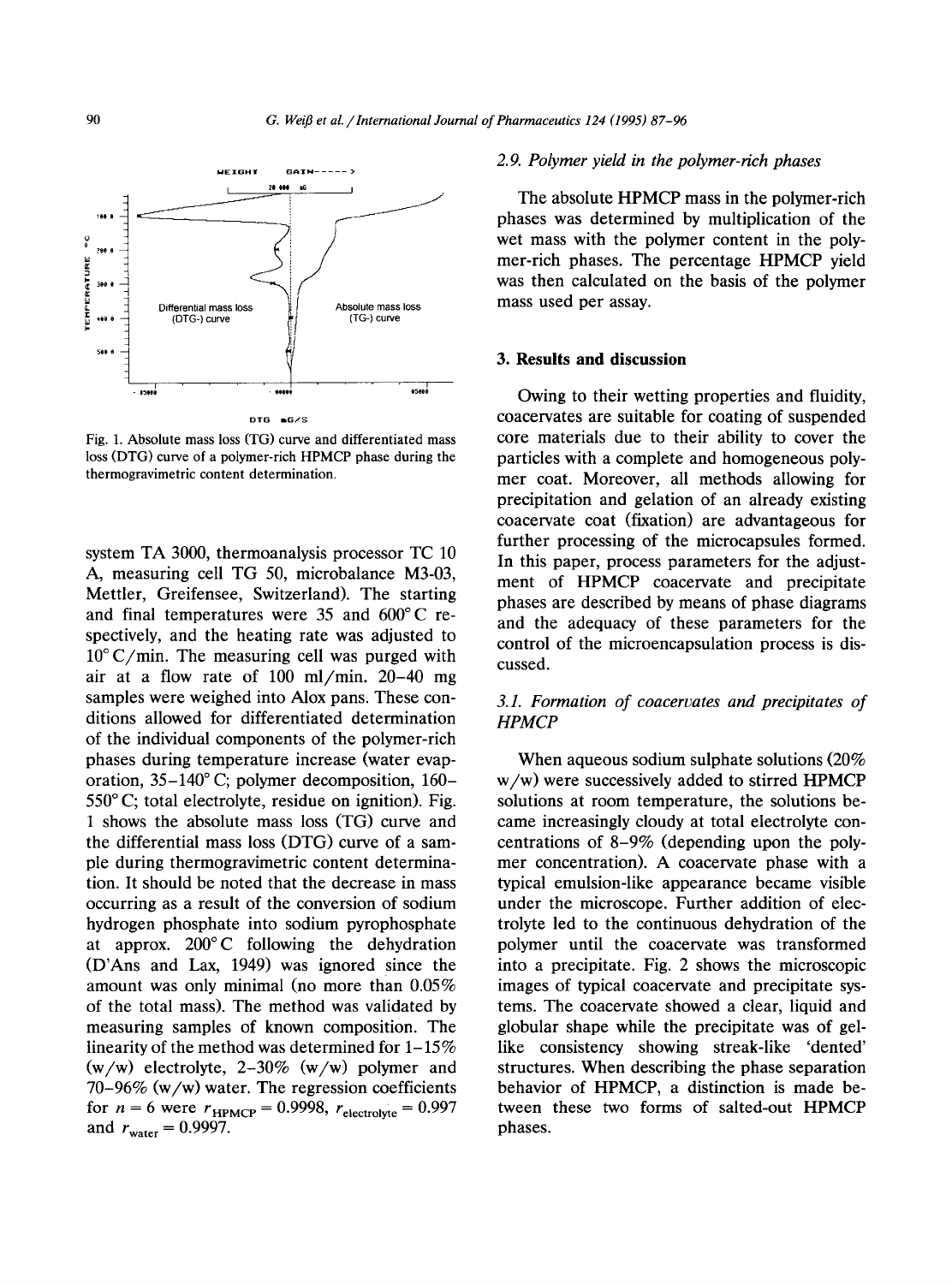Fig. 1. Absolute mass loss (TG) curve and differentiated mass loss (DTG) curve of a polymer-rich HPMCP phase during the thermogravimetric content determination.

system TA 3000, thermoanalysis processor TC 10 A, measuring cell TG 50, microbalance M3-03, Mettler, Greifensee, Switzerland). The starting and final temperatures were 35 and 600°C respectively, and the heating rate was adjusted to 10°C/min. The measuring cell was purged with air at a flow rate of 100 ml/min. 20–40 mg samples were weighed into Alox pans. These conditions allowed for differentiated determination of the individual components of the polymer-rich phases during temperature increase (water evaporation, 35–140°C; polymer decomposition, 160–550°C; total electrolyte, residue on ignition). Fig. 1 shows the absolute mass loss (TG) curve and the differential mass loss (DTG) curve of a sample during thermogravimetric content determination. It should be noted that the decrease in mass occurring as a result of the conversion of sodium hydrogen phosphate into sodium pyrophosphate at approx. 200°C following the dehydration (D'Ans and Lax, 1949) was ignored since the amount was only minimal (no more than 0.05% of the total mass). The method was validated by measuring samples of known composition. The linearity of the method was determined for 1–15% (w/w) electrolyte, 2–30% (w/w) polymer and 70–96% (w/w) water. The regression coefficients for $n = 6$ were $r_{\mathrm{HPMCP}} = 0.9998$, $r_{\mathrm{electrolyte}} = 0.997$ and $r_{\mathrm{water}} = 0.9997$.

### 2.9. Polymer yield in the polymer-rich phases

The absolute HPMCP mass in the polymer-rich phases was determined by multiplication of the wet mass with the polymer content in the polymer-rich phases. The percentage HPMCP yield was then calculated on the basis of the polymer mass used per assay.

## 3. Results and discussion

Owing to their wetting properties and fluidity, coacervates are suitable for coating of suspended core materials due to their ability to cover the particles with a complete and homogeneous polymer coat. Moreover, all methods allowing for precipitation and gelation of an already existing coacervate coat (fixation) are advantageous for further processing of the microcapsules formed. In this paper, process parameters for the adjustment of HPMCP coacervate and precipitate phases are described by means of phase diagrams and the adequacy of these parameters for the control of the microencapsulation process is discussed.

### 3.1. Formation of coacervates and precipitates of HPMCP

When aqueous sodium sulphate solutions (20% w/w) were successively added to stirred HPMCP solutions at room temperature, the solutions became increasingly cloudy at total electrolyte concentrations of 8–9% (depending upon the polymer concentration). A coacervate phase with a typical emulsion-like appearance became visible under the microscope. Further addition of electrolyte led to the continuous dehydration of the polymer until the coacervate was transformed into a precipitate. Fig. 2 shows the microscopic images of typical coacervate and precipitate systems. The coacervate showed a clear, liquid and globular shape while the precipitate was of gel-like consistency showing streak-like 'dented' structures. When describing the phase separation behavior of HPMCP, a distinction is made between these two forms of salted-out HPMCP phases.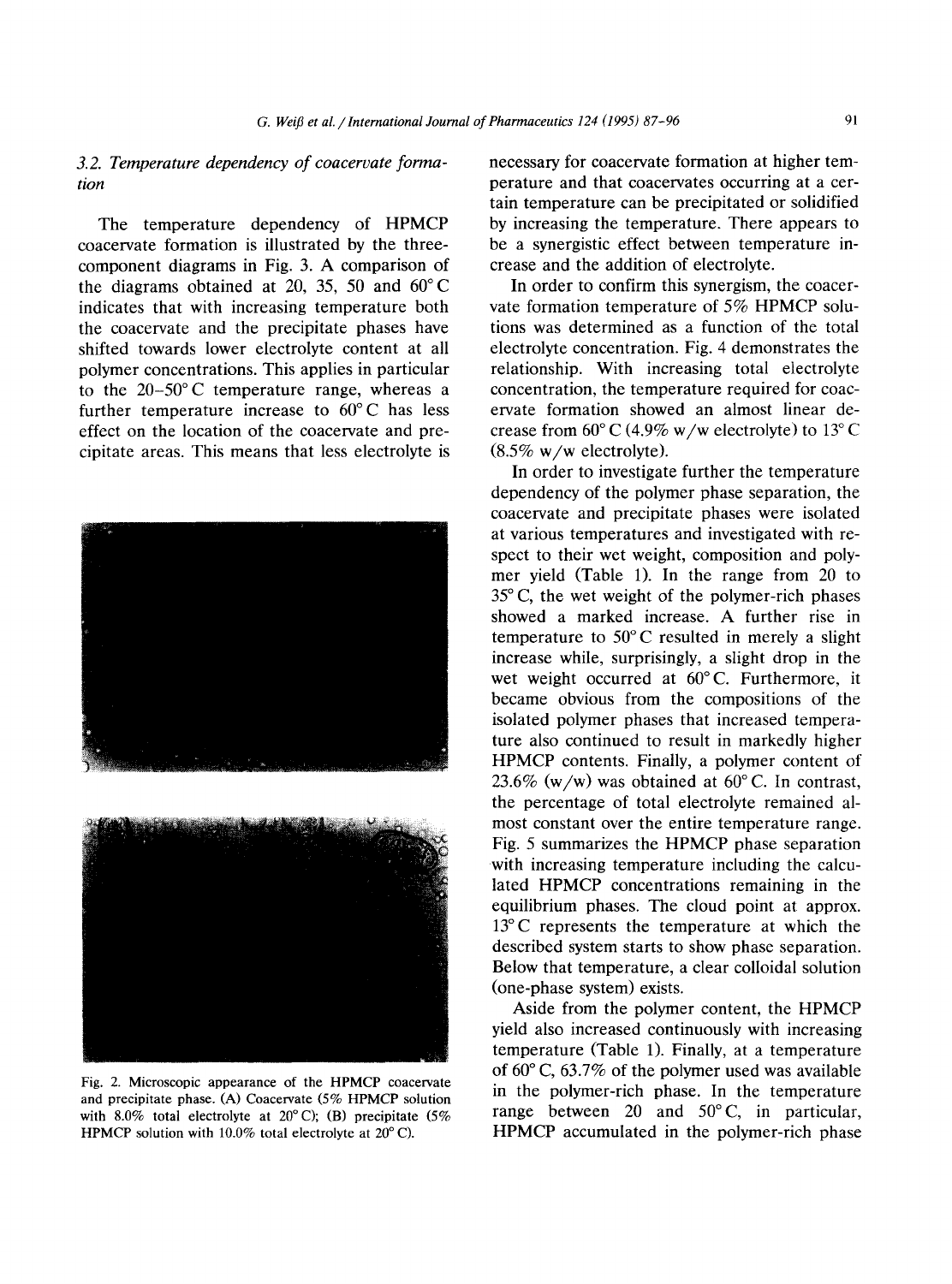### 3.2. Temperature dependency of coacervate formation

The temperature dependency of HPMCP coacervate formation is illustrated by the three-component diagrams in Fig. 3. A comparison of the diagrams obtained at 20, 35, 50 and 60° C indicates that with increasing temperature both the coacervate and the precipitate phases have shifted towards lower electrolyte content at all polymer concentrations. This applies in particular to the 20–50° C temperature range, whereas a further temperature increase to 60° C has less effect on the location of the coacervate and precipitate areas. This means that less electrolyte is necessary for coacervate formation at higher temperature and that coacervates occurring at a certain temperature can be precipitated or solidified by increasing the temperature. There appears to be a synergistic effect between temperature increase and the addition of electrolyte.

Fig. 2. Microscopic appearance of the HPMCP coacervate and precipitate phase. (A) Coacervate (5% HPMCP solution with 8.0% total electrolyte at 20° C); (B) precipitate (5% HPMCP solution with 10.0% total electrolyte at 20° C).

In order to confirm this synergism, the coacervate formation temperature of 5% HPMCP solutions was determined as a function of the total electrolyte concentration. Fig. 4 demonstrates the relationship. With increasing total electrolyte concentration, the temperature required for coacervate formation showed an almost linear decrease from 60° C (4.9% w/w electrolyte) to 13° C (8.5% w/w electrolyte).

In order to investigate further the temperature dependency of the polymer phase separation, the coacervate and precipitate phases were isolated at various temperatures and investigated with respect to their wet weight, composition and polymer yield (Table 1). In the range from 20 to 35° C, the wet weight of the polymer-rich phases showed a marked increase. A further rise in temperature to 50° C resulted in merely a slight increase while, surprisingly, a slight drop in the wet weight occurred at 60° C. Furthermore, it became obvious from the compositions of the isolated polymer phases that increased temperature also continued to result in markedly higher HPMCP contents. Finally, a polymer content of 23.6% (w/w) was obtained at 60° C. In contrast, the percentage of total electrolyte remained almost constant over the entire temperature range. Fig. 5 summarizes the HPMCP phase separation with increasing temperature including the calculated HPMCP concentrations remaining in the equilibrium phases. The cloud point at approx. 13° C represents the temperature at which the described system starts to show phase separation. Below that temperature, a clear colloidal solution (one-phase system) exists.

Aside from the polymer content, the HPMCP yield also increased continuously with increasing temperature (Table 1). Finally, at a temperature of 60° C, 63.7% of the polymer used was available in the polymer-rich phase. In the temperature range between 20 and 50° C, in particular, HPMCP accumulated in the polymer-rich phase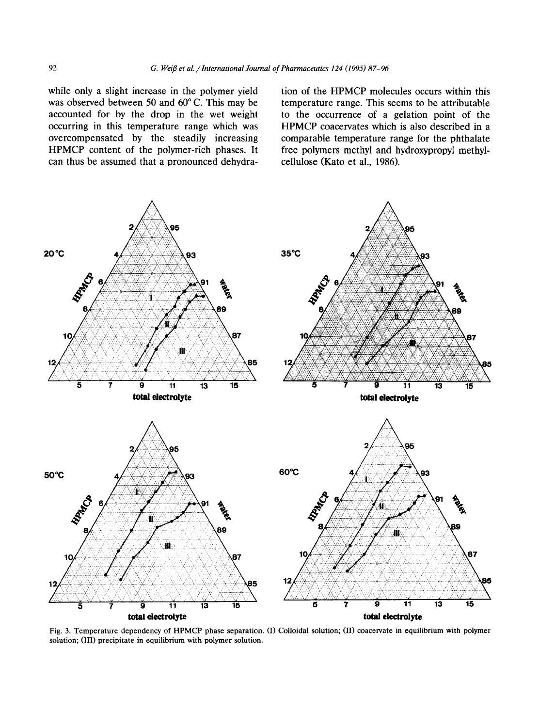while only a slight increase in the polymer yield was observed between 50 and 60° C. This may be accounted for by the drop in the wet weight occurring in this temperature range which was overcompensated by the steadily increasing HPMCP content of the polymer-rich phases. It can thus be assumed that a pronounced dehydration of the HPMCP molecules occurs within this temperature range. This seems to be attributable to the occurrence of a gelation point of the HPMCP coacervates which is also described in a comparable temperature range for the phthalate free polymers methyl and hydroxypropyl methylcellulose (Kato et al., 1986).

Fig. 3. Temperature dependency of HPMCP phase separation. (I) Colloidal solution; (II) coacervate in equilibrium with polymer solution; (III) precipitate in equilibrium with polymer solution.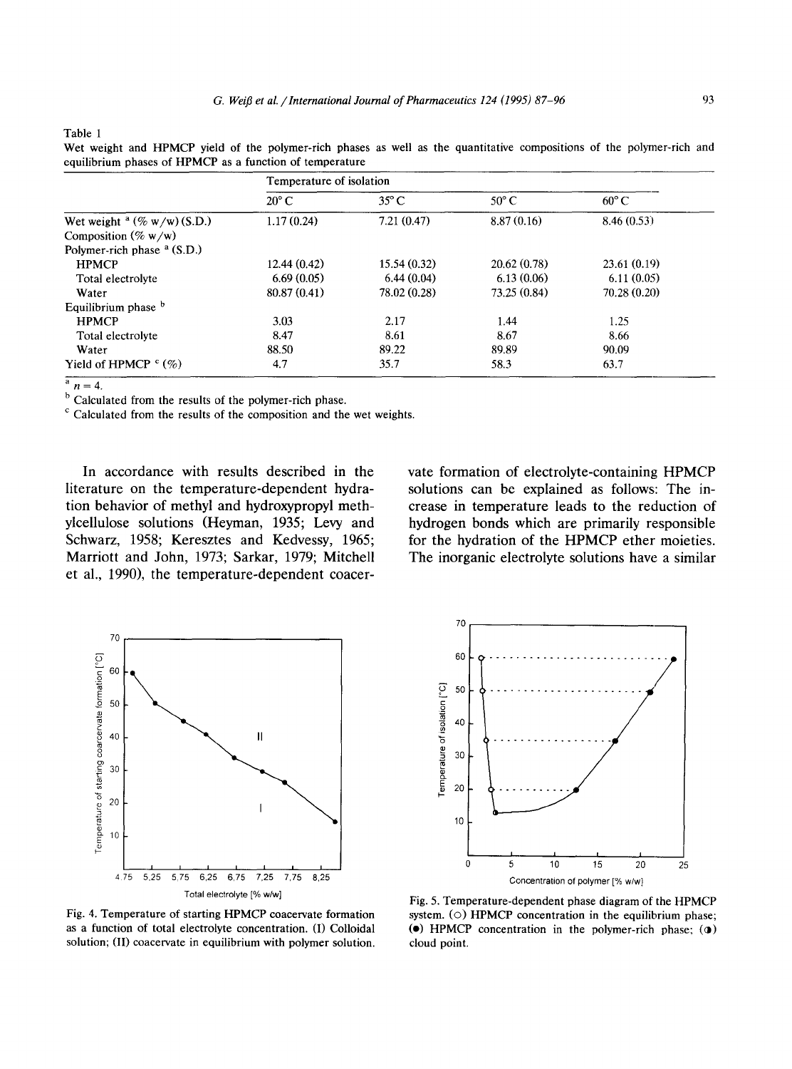Table 1
Wet weight and HPMCP yield of the polymer-rich phases as well as the quantitative compositions of the polymer-rich and equilibrium phases of HPMCP as a function of temperature

| | Temperature of isolation | | | |
|---|---|---|---|---|
| | 20° C | 35° C | 50° C | 60° C |
| Wet weight [a] (% w/w) (S.D.) | 1.17 (0.24) | 7.21 (0.47) | 8.87 (0.16) | 8.46 (0.53) |
| Composition (% w/w) | | | | |
| Polymer-rich phase [a] (S.D.) | | | | |
| HPMCP | 12.44 (0.42) | 15.54 (0.32) | 20.62 (0.78) | 23.61 (0.19) |
| Total electrolyte | 6.69 (0.05) | 6.44 (0.04) | 6.13 (0.06) | 6.11 (0.05) |
| Water | 80.87 (0.41) | 78.02 (0.28) | 73.25 (0.84) | 70.28 (0.20) |
| Equilibrium phase [b] | | | | |
| HPMCP | 3.03 | 2.17 | 1.44 | 1.25 |
| Total electrolyte | 8.47 | 8.61 | 8.67 | 8.66 |
| Water | 88.50 | 89.22 | 89.89 | 90.09 |
| Yield of HPMCP [c] (%) | 4.7 | 35.7 | 58.3 | 63.7 |

[a] $n = 4$.
[b] Calculated from the results of the polymer-rich phase.
[c] Calculated from the results of the composition and the wet weights.

In accordance with results described in the literature on the temperature-dependent hydration behavior of methyl and hydroxypropyl methylcellulose solutions (Heyman, 1935; Levy and Schwarz, 1958; Keresztes and Kedvessy, 1965; Marriott and John, 1973; Sarkar, 1979; Mitchell et al., 1990), the temperature-dependent coacervate formation of electrolyte-containing HPMCP solutions can be explained as follows: The increase in temperature leads to the reduction of hydrogen bonds which are primarily responsible for the hydration of the HPMCP ether moieties. The inorganic electrolyte solutions have a similar

Fig. 4. Temperature of starting HPMCP coacervate formation as a function of total electrolyte concentration. (I) Colloidal solution; (II) coacervate in equilibrium with polymer solution.

Fig. 5. Temperature-dependent phase diagram of the HPMCP system. (○) HPMCP concentration in the equilibrium phase; (●) HPMCP concentration in the polymer-rich phase; (◐) cloud point.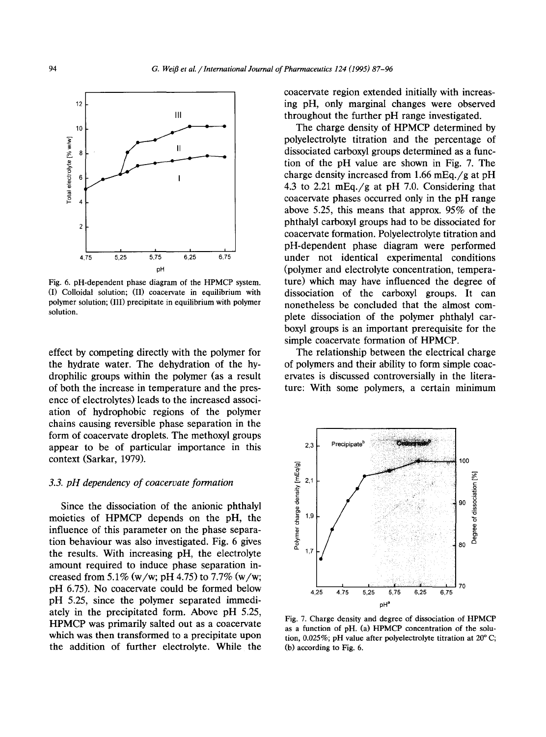Fig. 6. pH-dependent phase diagram of the HPMCP system. (I) Colloidal solution; (II) coacervate in equilibrium with polymer solution; (III) precipitate in equilibrium with polymer solution.

effect by competing directly with the polymer for the hydrate water. The dehydration of the hydrophilic groups within the polymer (as a result of both the increase in temperature and the presence of electrolytes) leads to the increased association of hydrophobic regions of the polymer chains causing reversible phase separation in the form of coacervate droplets. The methoxyl groups appear to be of particular importance in this context (Sarkar, 1979).

### 3.3. pH dependency of coacervate formation

Since the dissociation of the anionic phthalyl moieties of HPMCP depends on the pH, the influence of this parameter on the phase separation behaviour was also investigated. Fig. 6 gives the results. With increasing pH, the electrolyte amount required to induce phase separation increased from 5.1% (w/w; pH 4.75) to 7.7% (w/w; pH 6.75). No coacervate could be formed below pH 5.25, since the polymer separated immediately in the precipitated form. Above pH 5.25, HPMCP was primarily salted out as a coacervate which was then transformed to a precipitate upon the addition of further electrolyte. While the coacervate region extended initially with increasing pH, only marginal changes were observed throughout the further pH range investigated.

The charge density of HPMCP determined by polyelectrolyte titration and the percentage of dissociated carboxyl groups determined as a function of the pH value are shown in Fig. 7. The charge density increased from 1.66 mEq./g at pH 4.3 to 2.21 mEq./g at pH 7.0. Considering that coacervate phases occurred only in the pH range above 5.25, this means that approx. 95% of the phthalyl carboxyl groups had to be dissociated for coacervate formation. Polyelectrolyte titration and pH-dependent phase diagram were performed under not identical experimental conditions (polymer and electrolyte concentration, temperature) which may have influenced the degree of dissociation of the carboxyl groups. It can nonetheless be concluded that the almost complete dissociation of the polymer phthalyl carboxyl groups is an important prerequisite for the simple coacervate formation of HPMCP.

The relationship between the electrical charge of polymers and their ability to form simple coacervates is discussed controversially in the literature: With some polymers, a certain minimum

Fig. 7. Charge density and degree of dissociation of HPMCP as a function of pH. (a) HPMCP concentration of the solution, 0.025%; pH value after polyelectrolyte titration at 20° C; (b) according to Fig. 6.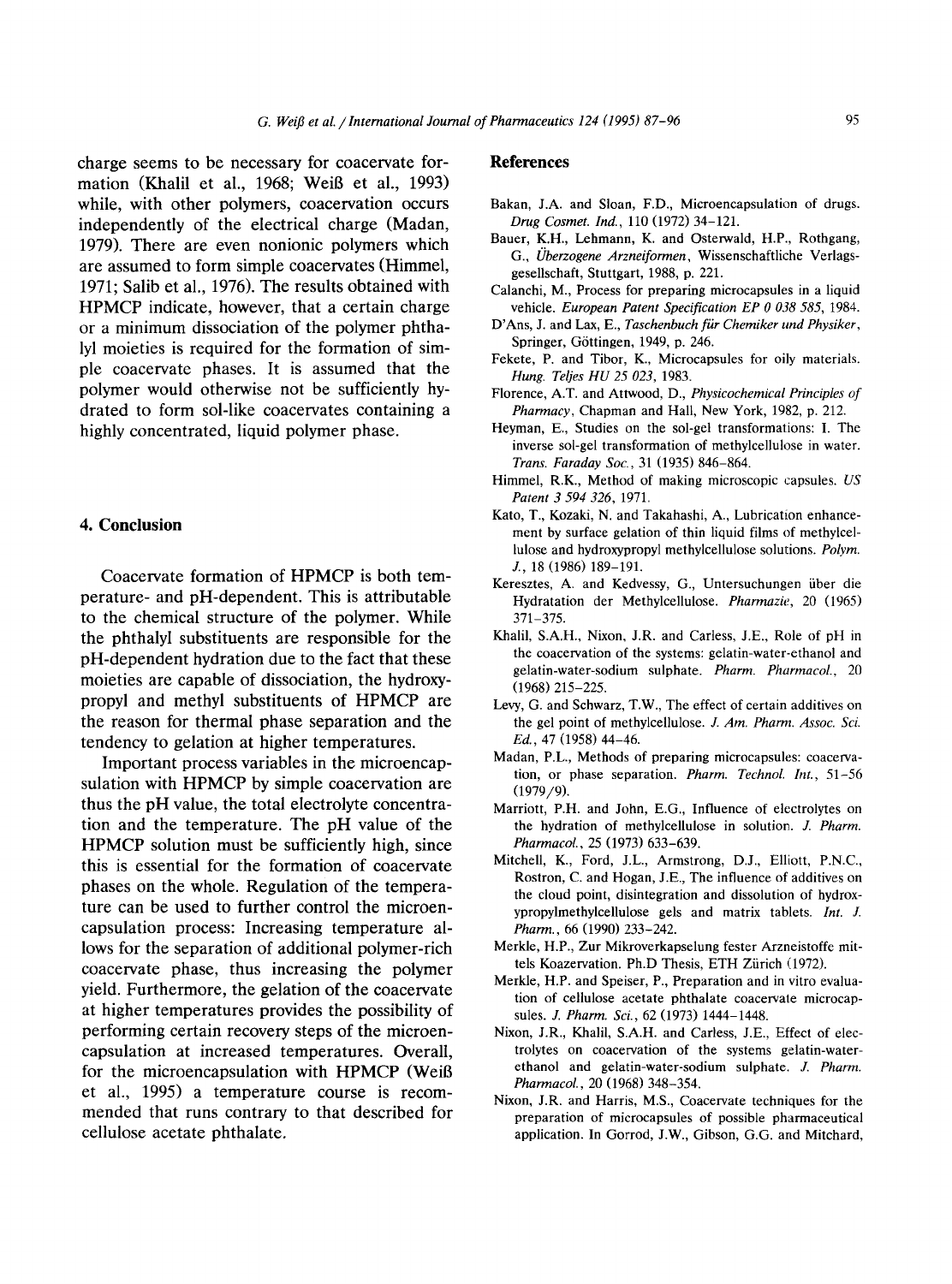charge seems to be necessary for coacervate formation (Khalil et al., 1968; Weiß et al., 1993) while, with other polymers, coacervation occurs independently of the electrical charge (Madan, 1979). There are even nonionic polymers which are assumed to form simple coacervates (Himmel, 1971; Salib et al., 1976). The results obtained with HPMCP indicate, however, that a certain charge or a minimum dissociation of the polymer phthalyl moieties is required for the formation of simple coacervate phases. It is assumed that the polymer would otherwise not be sufficiently hydrated to form sol-like coacervates containing a highly concentrated, liquid polymer phase.

## 4. Conclusion

Coacervate formation of HPMCP is both temperature- and pH-dependent. This is attributable to the chemical structure of the polymer. While the phthalyl substituents are responsible for the pH-dependent hydration due to the fact that these moieties are capable of dissociation, the hydroxypropyl and methyl substituents of HPMCP are the reason for thermal phase separation and the tendency to gelation at higher temperatures.

Important process variables in the microencapsulation with HPMCP by simple coacervation are thus the pH value, the total electrolyte concentration and the temperature. The pH value of the HPMCP solution must be sufficiently high, since this is essential for the formation of coacervate phases on the whole. Regulation of the temperature can be used to further control the microencapsulation process: Increasing temperature allows for the separation of additional polymer-rich coacervate phase, thus increasing the polymer yield. Furthermore, the gelation of the coacervate at higher temperatures provides the possibility of performing certain recovery steps of the microencapsulation at increased temperatures. Overall, for the microencapsulation with HPMCP (Weiß et al., 1995) a temperature course is recommended that runs contrary to that described for cellulose acetate phthalate.

## References

Bakan, J.A. and Sloan, F.D., Microencapsulation of drugs. *Drug Cosmet. Ind.*, 110 (1972) 34–121.

Bauer, K.H., Lehmann, K. and Osterwald, H.P., Rothgang, G., *Überzogene Arzneiformen*, Wissenschaftliche Verlagsgesellschaft, Stuttgart, 1988, p. 221.

Calanchi, M., Process for preparing microcapsules in a liquid vehicle. *European Patent Specification EP 0 038 585*, 1984.

D'Ans, J. and Lax, E., *Taschenbuch für Chemiker und Physiker*, Springer, Göttingen, 1949, p. 246.

Fekete, P. and Tibor, K., Microcapsules for oily materials. *Hung. Teljes HU 25 023*, 1983.

Florence, A.T. and Attwood, D., *Physicochemical Principles of Pharmacy*, Chapman and Hall, New York, 1982, p. 212.

Heyman, E., Studies on the sol-gel transformations: I. The inverse sol-gel transformation of methylcellulose in water. *Trans. Faraday Soc.*, 31 (1935) 846–864.

Himmel, R.K., Method of making microscopic capsules. *US Patent 3 594 326*, 1971.

Kato, T., Kozaki, N. and Takahashi, A., Lubrication enhancement by surface gelation of thin liquid films of methylcellulose and hydroxypropyl methylcellulose solutions. *Polym. J.*, 18 (1986) 189–191.

Keresztes, A. and Kedvessy, G., Untersuchungen über die Hydratation der Methylcellulose. *Pharmazie*, 20 (1965) 371–375.

Khalil, S.A.H., Nixon, J.R. and Carless, J.E., Role of pH in the coacervation of the systems: gelatin-water-ethanol and gelatin-water-sodium sulphate. *Pharm. Pharmacol.*, 20 (1968) 215–225.

Levy, G. and Schwarz, T.W., The effect of certain additives on the gel point of methylcellulose. *J. Am. Pharm. Assoc. Sci. Ed.*, 47 (1958) 44–46.

Madan, P.L., Methods of preparing microcapsules: coacervation, or phase separation. *Pharm. Technol. Int.*, 51–56 (1979/9).

Marriott, P.H. and John, E.G., Influence of electrolytes on the hydration of methylcellulose in solution. *J. Pharm. Pharmacol.*, 25 (1973) 633–639.

Mitchell, K., Ford, J.L., Armstrong, D.J., Elliott, P.N.C., Rostron, C. and Hogan, J.E., The influence of additives on the cloud point, disintegration and dissolution of hydroxypropylmethylcellulose gels and matrix tablets. *Int. J. Pharm.*, 66 (1990) 233–242.

Merkle, H.P., Zur Mikroverkapselung fester Arzneistoffe mittels Koazervation. Ph.D Thesis, ETH Zürich (1972).

Merkle, H.P. and Speiser, P., Preparation and in vitro evaluation of cellulose acetate phthalate coacervate microcapsules. *J. Pharm. Sci.*, 62 (1973) 1444–1448.

Nixon, J.R., Khalil, S.A.H. and Carless, J.E., Effect of electrolytes on coacervation of the systems gelatin-water-ethanol and gelatin-water-sodium sulphate. *J. Pharm. Pharmacol.*, 20 (1968) 348–354.

Nixon, J.R. and Harris, M.S., Coacervate techniques for the preparation of microcapsules of possible pharmaceutical application. In Gorrod, J.W., Gibson, G.G. and Mitchard,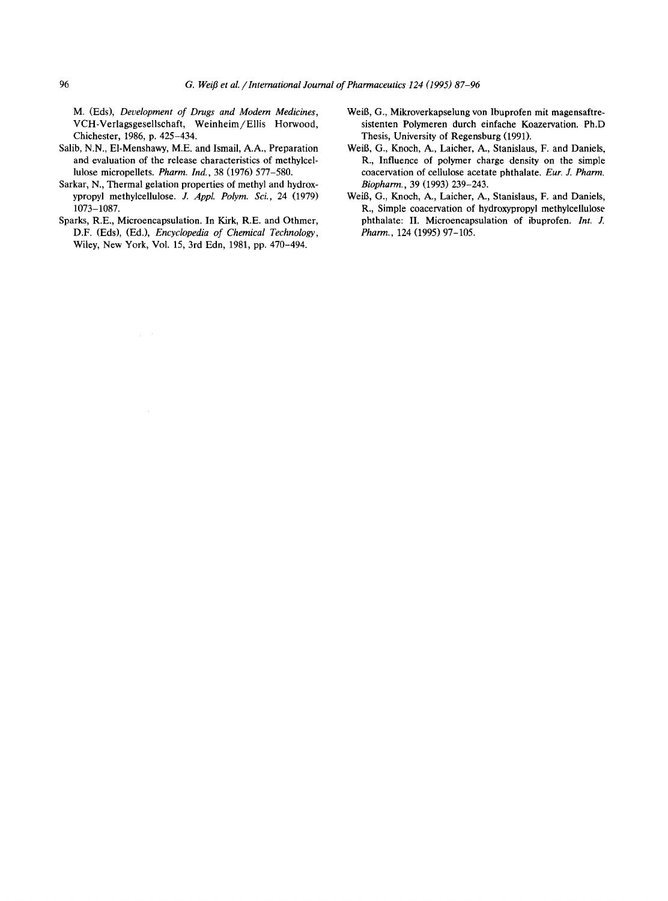M. (Eds), *Development of Drugs and Modern Medicines*, VCH-Verlagsgesellschaft, Weinheim/Ellis Horwood, Chichester, 1986, p. 425–434.

Salib, N.N., El-Menshawy, M.E. and Ismail, A.A., Preparation and evaluation of the release characteristics of methylcellulose micropellets. *Pharm. Ind.*, 38 (1976) 577–580.

Sarkar, N., Thermal gelation properties of methyl and hydroxypropyl methylcellulose. *J. Appl. Polym. Sci.*, 24 (1979) 1073–1087.

Sparks, R.E., Microencapsulation. In Kirk, R.E. and Othmer, D.F. (Eds), (Ed.), *Encyclopedia of Chemical Technology*, Wiley, New York, Vol. 15, 3rd Edn, 1981, pp. 470–494.

Weiß, G., Mikroverkapselung von Ibuprofen mit magensaftresistenten Polymeren durch einfache Koazervation. Ph.D Thesis, University of Regensburg (1991).

Weiß, G., Knoch, A., Laicher, A., Stanislaus, F. and Daniels, R., Influence of polymer charge density on the simple coacervation of cellulose acetate phthalate. *Eur. J. Pharm. Biopharm.*, 39 (1993) 239–243.

Weiß, G., Knoch, A., Laicher, A., Stanislaus, F. and Daniels, R., Simple coacervation of hydroxypropyl methylcellulose phthalate: II. Microencapsulation of ibuprofen. *Int. J. Pharm.*, 124 (1995) 97–105.